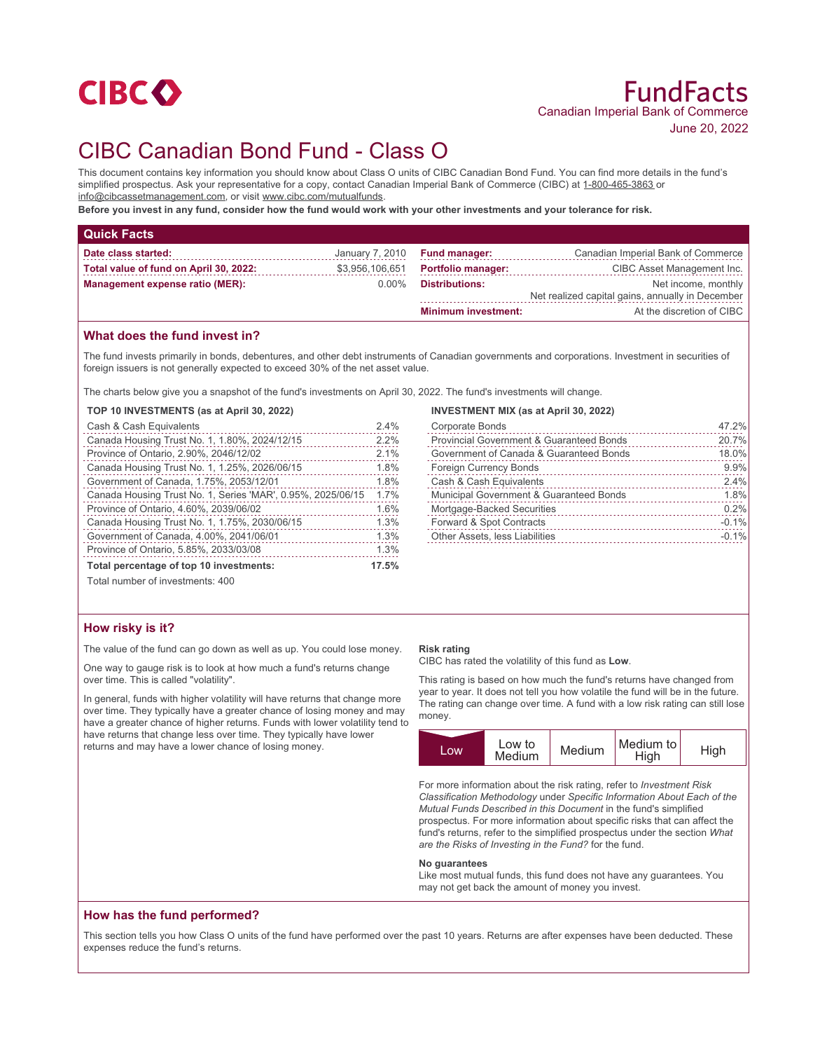CIBC

# FundFacts

Canadian Imperial Bank of Commerce

June 20, 2022

# CIBC Canadian Bond Fund - Class O

This document contains key information you should know about Class O units of CIBC Canadian Bond Fund. You can find more details in the fund's simplified prospectus. Ask your representative for a copy, contact Canadian Imperial Bank of Commerce (CIBC) at 1-800-465-3863 or info@cibcassetmanagement.com, or visit www.cibc.com/mutualfunds.

**Before you invest in any fund, consider how the fund would work with your other investments and your tolerance for risk.**

## Quick Facts

| | | | |
|---|---|---|---|
| **Date class started:** | January 7, 2010 | **Fund manager:** | Canadian Imperial Bank of Commerce |
| **Total value of fund on April 30, 2022:** | $3,956,106,651 | **Portfolio manager:** | CIBC Asset Management Inc. |
| **Management expense ratio (MER):** | 0.00% | **Distributions:** | Net income, monthly<br>Net realized capital gains, annually in December |
| | | **Minimum investment:** | At the discretion of CIBC |

## What does the fund invest in?

The fund invests primarily in bonds, debentures, and other debt instruments of Canadian governments and corporations. Investment in securities of foreign issuers is not generally expected to exceed 30% of the net asset value.

The charts below give you a snapshot of the fund's investments on April 30, 2022. The fund's investments will change.

**TOP 10 INVESTMENTS (as at April 30, 2022)**

| | |
|---|---|
| Cash & Cash Equivalents | 2.4% |
| Canada Housing Trust No. 1, 1.80%, 2024/12/15 | 2.2% |
| Province of Ontario, 2.90%, 2046/12/02 | 2.1% |
| Canada Housing Trust No. 1, 1.25%, 2026/06/15 | 1.8% |
| Government of Canada, 1.75%, 2053/12/01 | 1.8% |
| Canada Housing Trust No. 1, Series 'MAR', 0.95%, 2025/06/15 | 1.7% |
| Province of Ontario, 4.60%, 2039/06/02 | 1.6% |
| Canada Housing Trust No. 1, 1.75%, 2030/06/15 | 1.3% |
| Government of Canada, 4.00%, 2041/06/01 | 1.3% |
| Province of Ontario, 5.85%, 2033/03/08 | 1.3% |
| **Total percentage of top 10 investments:** | **17.5%** |

Total number of investments: 400

**INVESTMENT MIX (as at April 30, 2022)**

| | |
|---|---|
| Corporate Bonds | 47.2% |
| Provincial Government & Guaranteed Bonds | 20.7% |
| Government of Canada & Guaranteed Bonds | 18.0% |
| Foreign Currency Bonds | 9.9% |
| Cash & Cash Equivalents | 2.4% |
| Municipal Government & Guaranteed Bonds | 1.8% |
| Mortgage-Backed Securities | 0.2% |
| Forward & Spot Contracts | -0.1% |
| Other Assets, less Liabilities | -0.1% |

## How risky is it?

The value of the fund can go down as well as up. You could lose money.

One way to gauge risk is to look at how much a fund's returns change over time. This is called "volatility".

In general, funds with higher volatility will have returns that change more over time. They typically have a greater chance of losing money and may have a greater chance of higher returns. Funds with lower volatility tend to have returns that change less over time. They typically have lower returns and may have a lower chance of losing money.

**Risk rating**

CIBC has rated the volatility of this fund as **Low**.

This rating is based on how much the fund's returns have changed from year to year. It does not tell you how volatile the fund will be in the future. The rating can change over time. A fund with a low risk rating can still lose money.

| **Low** | Low to Medium | Medium | Medium to High | High |
|---|---|---|---|---|

For more information about the risk rating, refer to *Investment Risk Classification Methodology* under *Specific Information About Each of the Mutual Funds Described in this Document* in the fund's simplified prospectus. For more information about specific risks that can affect the fund's returns, refer to the simplified prospectus under the section *What are the Risks of Investing in the Fund?* for the fund.

**No guarantees**

Like most mutual funds, this fund does not have any guarantees. You may not get back the amount of money you invest.

## How has the fund performed?

This section tells you how Class O units of the fund have performed over the past 10 years. Returns are after expenses have been deducted. These expenses reduce the fund's returns.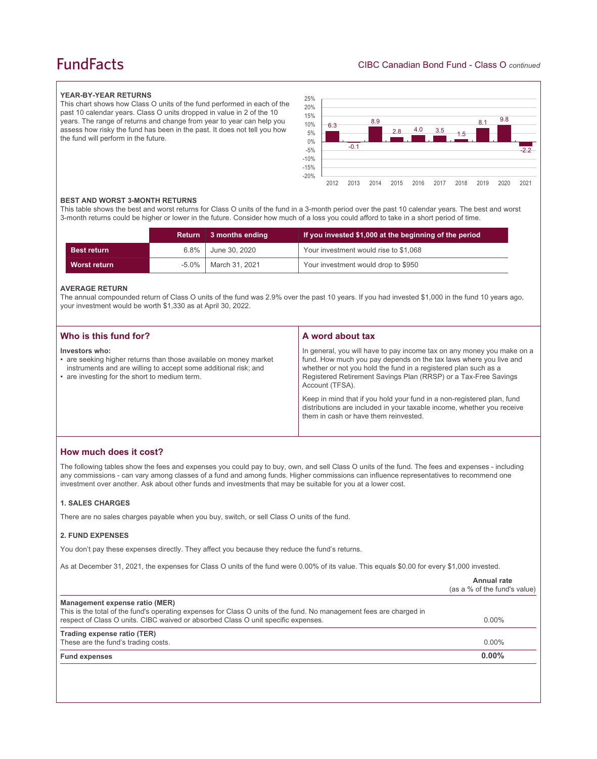### YEAR-BY-YEAR RETURNS

This chart shows how Class O units of the fund performed in each of the past 10 calendar years. Class O units dropped in value in 2 of the 10 years. The range of returns and change from year to year can help you assess how risky the fund has been in the past. It does not tell you how the fund will perform in the future.

| Year | 2012 | 2013 | 2014 | 2015 | 2016 | 2017 | 2018 | 2019 | 2020 | 2021 |
|---|---|---|---|---|---|---|---|---|---|---|
| Return (%) | 6.3 | -0.1 | 8.9 | 2.8 | 4.0 | 3.5 | 1.5 | 8.1 | 9.8 | -2.2 |

### BEST AND WORST 3-MONTH RETURNS

This table shows the best and worst returns for Class O units of the fund in a 3-month period over the past 10 calendar years. The best and worst 3-month returns could be higher or lower in the future. Consider how much of a loss you could afford to take in a short period of time.

| | Return | 3 months ending | If you invested $1,000 at the beginning of the period |
|---|---|---|---|
| **Best return** | 6.8% | June 30, 2020 | Your investment would rise to $1,068 |
| **Worst return** | -5.0% | March 31, 2021 | Your investment would drop to $950 |

### AVERAGE RETURN

The annual compounded return of Class O units of the fund was 2.9% over the past 10 years. If you had invested $1,000 in the fund 10 years ago, your investment would be worth $1,330 as at April 30, 2022.

## Who is this fund for?

**Investors who:**

- are seeking higher returns than those available on money market instruments and are willing to accept some additional risk; and
- are investing for the short to medium term.

## A word about tax

In general, you will have to pay income tax on any money you make on a fund. How much you pay depends on the tax laws where you live and whether or not you hold the fund in a registered plan such as a Registered Retirement Savings Plan (RRSP) or a Tax-Free Savings Account (TFSA).

Keep in mind that if you hold your fund in a non-registered plan, fund distributions are included in your taxable income, whether you receive them in cash or have them reinvested.

## How much does it cost?

The following tables show the fees and expenses you could pay to buy, own, and sell Class O units of the fund. The fees and expenses - including any commissions - can vary among classes of a fund and among funds. Higher commissions can influence representatives to recommend one investment over another. Ask about other funds and investments that may be suitable for you at a lower cost.

### 1. SALES CHARGES

There are no sales charges payable when you buy, switch, or sell Class O units of the fund.

### 2. FUND EXPENSES

You don't pay these expenses directly. They affect you because they reduce the fund's returns.

As at December 31, 2021, the expenses for Class O units of the fund were 0.00% of its value. This equals $0.00 for every $1,000 invested.

| | Annual rate (as a % of the fund's value) |
|---|---|
| **Management expense ratio (MER)**<br>This is the total of the fund's operating expenses for Class O units of the fund. No management fees are charged in respect of Class O units. CIBC waived or absorbed Class O unit specific expenses. | 0.00% |
| **Trading expense ratio (TER)**<br>These are the fund's trading costs. | 0.00% |
| **Fund expenses** | **0.00%** |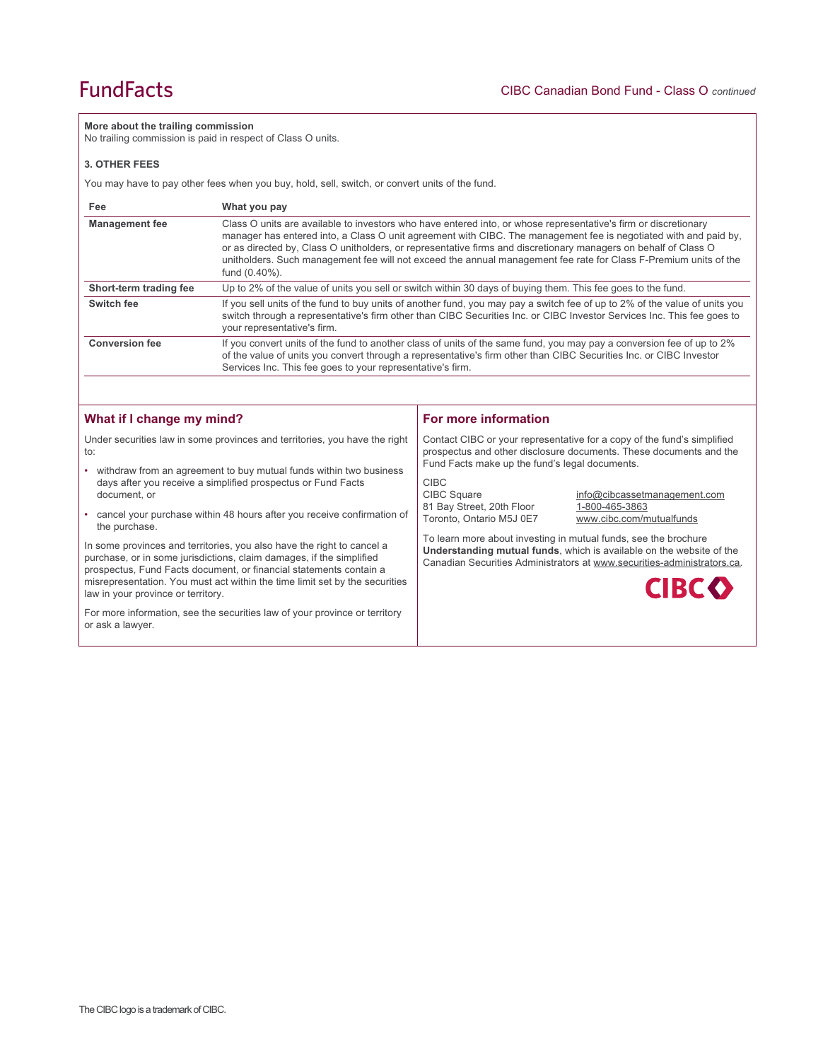**More about the trailing commission**

No trailing commission is paid in respect of Class O units.

**3. OTHER FEES**

You may have to pay other fees when you buy, hold, sell, switch, or convert units of the fund.

| Fee | What you pay |
|---|---|
| **Management fee** | Class O units are available to investors who have entered into, or whose representative's firm or discretionary manager has entered into, a Class O unit agreement with CIBC. The management fee is negotiated with and paid by, or as directed by, Class O unitholders, or representative firms and discretionary managers on behalf of Class O unitholders. Such management fee will not exceed the annual management fee rate for Class F-Premium units of the fund (0.40%). |
| **Short-term trading fee** | Up to 2% of the value of units you sell or switch within 30 days of buying them. This fee goes to the fund. |
| **Switch fee** | If you sell units of the fund to buy units of another fund, you may pay a switch fee of up to 2% of the value of units you switch through a representative's firm other than CIBC Securities Inc. or CIBC Investor Services Inc. This fee goes to your representative's firm. |
| **Conversion fee** | If you convert units of the fund to another class of units of the same fund, you may pay a conversion fee of up to 2% of the value of units you convert through a representative's firm other than CIBC Securities Inc. or CIBC Investor Services Inc. This fee goes to your representative's firm. |

## What if I change my mind?

Under securities law in some provinces and territories, you have the right to:

- withdraw from an agreement to buy mutual funds within two business days after you receive a simplified prospectus or Fund Facts document, or
- cancel your purchase within 48 hours after you receive confirmation of the purchase.

In some provinces and territories, you also have the right to cancel a purchase, or in some jurisdictions, claim damages, if the simplified prospectus, Fund Facts document, or financial statements contain a misrepresentation. You must act within the time limit set by the securities law in your province or territory.

For more information, see the securities law of your province or territory or ask a lawyer.

## For more information

Contact CIBC or your representative for a copy of the fund's simplified prospectus and other disclosure documents. These documents and the Fund Facts make up the fund's legal documents.

CIBC
CIBC Square
81 Bay Street, 20th Floor
Toronto, Ontario M5J 0E7

info@cibcassetmanagement.com
1-800-465-3863
www.cibc.com/mutualfunds

To learn more about investing in mutual funds, see the brochure **Understanding mutual funds**, which is available on the website of the Canadian Securities Administrators at www.securities-administrators.ca.

The CIBC logo is a trademark of CIBC.